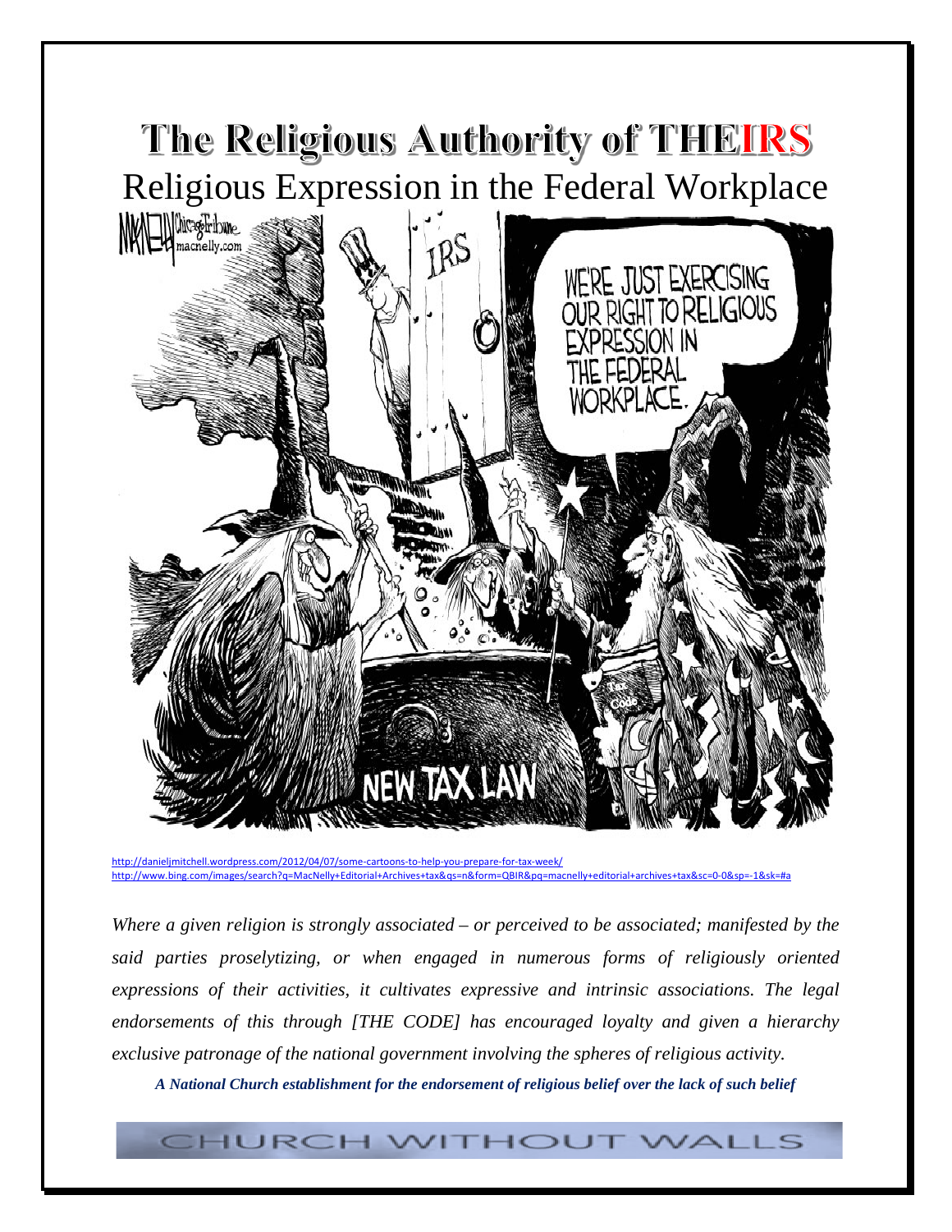# The Religious Authority of THEIRS

## Religious Expression in the Federal Workplace

http://danieljmitchell.wordpress.com/2012/04/07/some-cartoons-to-help-you-prepare-for-tax-week/
http://www.bing.com/images/search?q=MacNelly+Editorial+Archives+tax&qs=n&form=QBIR&pq=macnelly+editorial+archives+tax&sc=0-0&sp=-1&sk=#a

*Where a given religion is strongly associated – or perceived to be associated; manifested by the said parties proselytizing, or when engaged in numerous forms of religiously oriented expressions of their activities, it cultivates expressive and intrinsic associations. The legal endorsements of this through [THE CODE] has encouraged loyalty and given a hierarchy exclusive patronage of the national government involving the spheres of religious activity.*

***A National Church establishment for the endorsement of religious belief over the lack of such belief***

CHURCH WITHOUT WALLS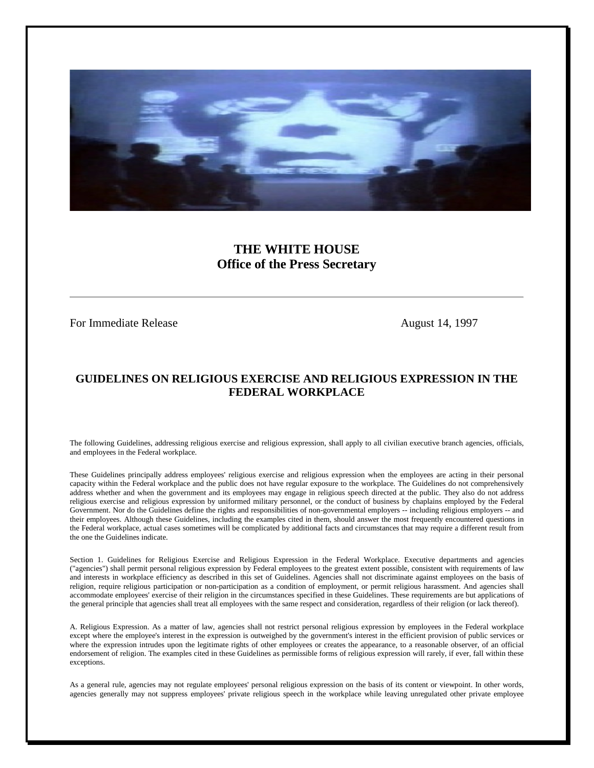**THE WHITE HOUSE**
**Office of the Press Secretary**

---

For Immediate Release August 14, 1997

## GUIDELINES ON RELIGIOUS EXERCISE AND RELIGIOUS EXPRESSION IN THE FEDERAL WORKPLACE

The following Guidelines, addressing religious exercise and religious expression, shall apply to all civilian executive branch agencies, officials, and employees in the Federal workplace.

These Guidelines principally address employees' religious exercise and religious expression when the employees are acting in their personal capacity within the Federal workplace and the public does not have regular exposure to the workplace. The Guidelines do not comprehensively address whether and when the government and its employees may engage in religious speech directed at the public. They also do not address religious exercise and religious expression by uniformed military personnel, or the conduct of business by chaplains employed by the Federal Government. Nor do the Guidelines define the rights and responsibilities of non-governmental employers -- including religious employers -- and their employees. Although these Guidelines, including the examples cited in them, should answer the most frequently encountered questions in the Federal workplace, actual cases sometimes will be complicated by additional facts and circumstances that may require a different result from the one the Guidelines indicate.

Section 1. Guidelines for Religious Exercise and Religious Expression in the Federal Workplace. Executive departments and agencies ("agencies") shall permit personal religious expression by Federal employees to the greatest extent possible, consistent with requirements of law and interests in workplace efficiency as described in this set of Guidelines. Agencies shall not discriminate against employees on the basis of religion, require religious participation or non-participation as a condition of employment, or permit religious harassment. And agencies shall accommodate employees' exercise of their religion in the circumstances specified in these Guidelines. These requirements are but applications of the general principle that agencies shall treat all employees with the same respect and consideration, regardless of their religion (or lack thereof).

A. Religious Expression. As a matter of law, agencies shall not restrict personal religious expression by employees in the Federal workplace except where the employee's interest in the expression is outweighed by the government's interest in the efficient provision of public services or where the expression intrudes upon the legitimate rights of other employees or creates the appearance, to a reasonable observer, of an official endorsement of religion. The examples cited in these Guidelines as permissible forms of religious expression will rarely, if ever, fall within these exceptions.

As a general rule, agencies may not regulate employees' personal religious expression on the basis of its content or viewpoint. In other words, agencies generally may not suppress employees' private religious speech in the workplace while leaving unregulated other private employee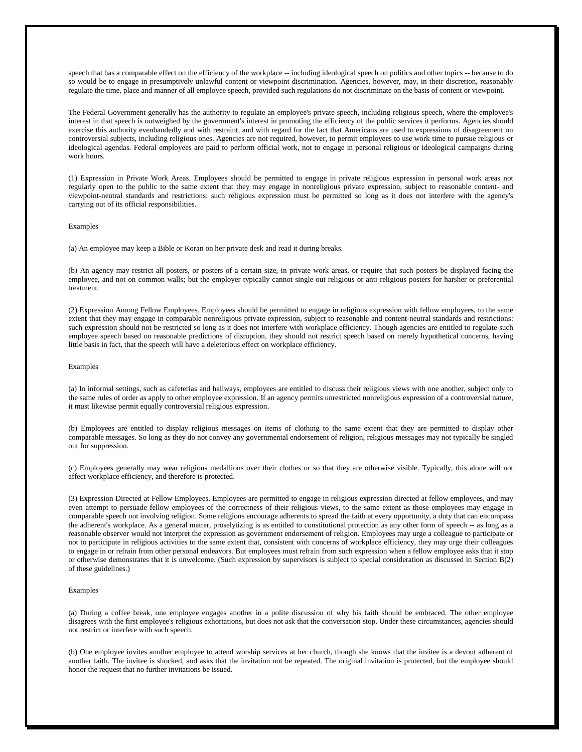speech that has a comparable effect on the efficiency of the workplace -- including ideological speech on politics and other topics -- because to do so would be to engage in presumptively unlawful content or viewpoint discrimination. Agencies, however, may, in their discretion, reasonably regulate the time, place and manner of all employee speech, provided such regulations do not discriminate on the basis of content or viewpoint.

The Federal Government generally has the authority to regulate an employee's private speech, including religious speech, where the employee's interest in that speech is outweighed by the government's interest in promoting the efficiency of the public services it performs. Agencies should exercise this authority evenhandedly and with restraint, and with regard for the fact that Americans are used to expressions of disagreement on controversial subjects, including religious ones. Agencies are not required, however, to permit employees to use work time to pursue religious or ideological agendas. Federal employees are paid to perform official work, not to engage in personal religious or ideological campaigns during work hours.

(1) Expression in Private Work Areas. Employees should be permitted to engage in private religious expression in personal work areas not regularly open to the public to the same extent that they may engage in nonreligious private expression, subject to reasonable content- and viewpoint-neutral standards and restrictions: such religious expression must be permitted so long as it does not interfere with the agency's carrying out of its official responsibilities.

Examples

(a) An employee may keep a Bible or Koran on her private desk and read it during breaks.

(b) An agency may restrict all posters, or posters of a certain size, in private work areas, or require that such posters be displayed facing the employee, and not on common walls; but the employer typically cannot single out religious or anti-religious posters for harsher or preferential treatment.

(2) Expression Among Fellow Employees. Employees should be permitted to engage in religious expression with fellow employees, to the same extent that they may engage in comparable nonreligious private expression, subject to reasonable and content-neutral standards and restrictions: such expression should not be restricted so long as it does not interfere with workplace efficiency. Though agencies are entitled to regulate such employee speech based on reasonable predictions of disruption, they should not restrict speech based on merely hypothetical concerns, having little basis in fact, that the speech will have a deleterious effect on workplace efficiency.

Examples

(a) In informal settings, such as cafeterias and hallways, employees are entitled to discuss their religious views with one another, subject only to the same rules of order as apply to other employee expression. If an agency permits unrestricted nonreligious expression of a controversial nature, it must likewise permit equally controversial religious expression.

(b) Employees are entitled to display religious messages on items of clothing to the same extent that they are permitted to display other comparable messages. So long as they do not convey any governmental endorsement of religion, religious messages may not typically be singled out for suppression.

(c) Employees generally may wear religious medallions over their clothes or so that they are otherwise visible. Typically, this alone will not affect workplace efficiency, and therefore is protected.

(3) Expression Directed at Fellow Employees. Employees are permitted to engage in religious expression directed at fellow employees, and may even attempt to persuade fellow employees of the correctness of their religious views, to the same extent as those employees may engage in comparable speech not involving religion. Some religions encourage adherents to spread the faith at every opportunity, a duty that can encompass the adherent's workplace. As a general matter, proselytizing is as entitled to constitutional protection as any other form of speech -- as long as a reasonable observer would not interpret the expression as government endorsement of religion. Employees may urge a colleague to participate or not to participate in religious activities to the same extent that, consistent with concerns of workplace efficiency, they may urge their colleagues to engage in or refrain from other personal endeavors. But employees must refrain from such expression when a fellow employee asks that it stop or otherwise demonstrates that it is unwelcome. (Such expression by supervisors is subject to special consideration as discussed in Section B(2) of these guidelines.)

Examples

(a) During a coffee break, one employee engages another in a polite discussion of why his faith should be embraced. The other employee disagrees with the first employee's religious exhortations, but does not ask that the conversation stop. Under these circumstances, agencies should not restrict or interfere with such speech.

(b) One employee invites another employee to attend worship services at her church, though she knows that the invitee is a devout adherent of another faith. The invitee is shocked, and asks that the invitation not be repeated. The original invitation is protected, but the employee should honor the request that no further invitations be issued.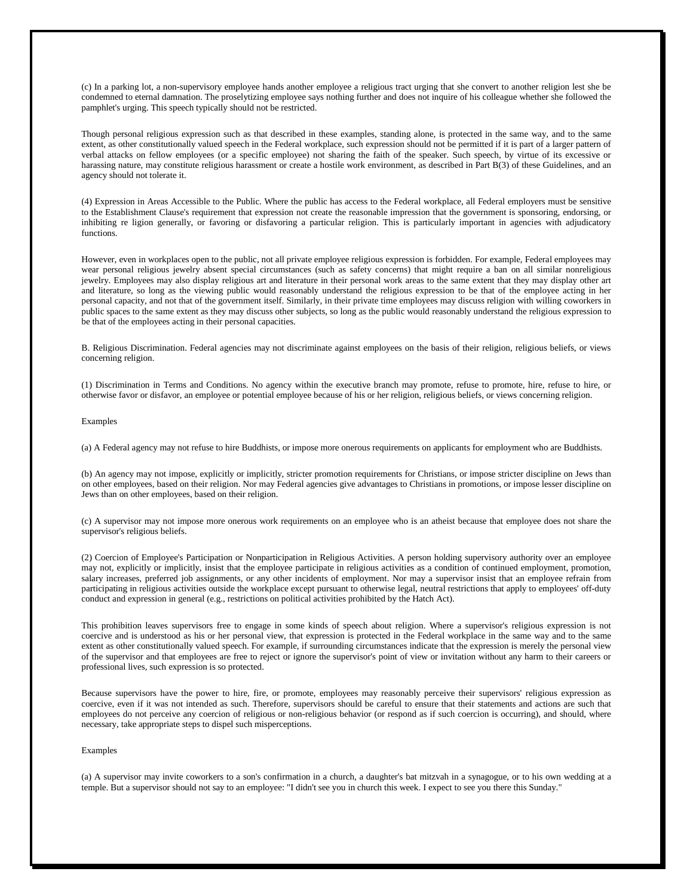(c) In a parking lot, a non-supervisory employee hands another employee a religious tract urging that she convert to another religion lest she be condemned to eternal damnation. The proselytizing employee says nothing further and does not inquire of his colleague whether she followed the pamphlet's urging. This speech typically should not be restricted.

Though personal religious expression such as that described in these examples, standing alone, is protected in the same way, and to the same extent, as other constitutionally valued speech in the Federal workplace, such expression should not be permitted if it is part of a larger pattern of verbal attacks on fellow employees (or a specific employee) not sharing the faith of the speaker. Such speech, by virtue of its excessive or harassing nature, may constitute religious harassment or create a hostile work environment, as described in Part B(3) of these Guidelines, and an agency should not tolerate it.

(4) Expression in Areas Accessible to the Public. Where the public has access to the Federal workplace, all Federal employers must be sensitive to the Establishment Clause's requirement that expression not create the reasonable impression that the government is sponsoring, endorsing, or inhibiting re ligion generally, or favoring or disfavoring a particular religion. This is particularly important in agencies with adjudicatory functions.

However, even in workplaces open to the public, not all private employee religious expression is forbidden. For example, Federal employees may wear personal religious jewelry absent special circumstances (such as safety concerns) that might require a ban on all similar nonreligious jewelry. Employees may also display religious art and literature in their personal work areas to the same extent that they may display other art and literature, so long as the viewing public would reasonably understand the religious expression to be that of the employee acting in her personal capacity, and not that of the government itself. Similarly, in their private time employees may discuss religion with willing coworkers in public spaces to the same extent as they may discuss other subjects, so long as the public would reasonably understand the religious expression to be that of the employees acting in their personal capacities.

B. Religious Discrimination. Federal agencies may not discriminate against employees on the basis of their religion, religious beliefs, or views concerning religion.

(1) Discrimination in Terms and Conditions. No agency within the executive branch may promote, refuse to promote, hire, refuse to hire, or otherwise favor or disfavor, an employee or potential employee because of his or her religion, religious beliefs, or views concerning religion.

Examples

(a) A Federal agency may not refuse to hire Buddhists, or impose more onerous requirements on applicants for employment who are Buddhists.

(b) An agency may not impose, explicitly or implicitly, stricter promotion requirements for Christians, or impose stricter discipline on Jews than on other employees, based on their religion. Nor may Federal agencies give advantages to Christians in promotions, or impose lesser discipline on Jews than on other employees, based on their religion.

(c) A supervisor may not impose more onerous work requirements on an employee who is an atheist because that employee does not share the supervisor's religious beliefs.

(2) Coercion of Employee's Participation or Nonparticipation in Religious Activities. A person holding supervisory authority over an employee may not, explicitly or implicitly, insist that the employee participate in religious activities as a condition of continued employment, promotion, salary increases, preferred job assignments, or any other incidents of employment. Nor may a supervisor insist that an employee refrain from participating in religious activities outside the workplace except pursuant to otherwise legal, neutral restrictions that apply to employees' off-duty conduct and expression in general (e.g., restrictions on political activities prohibited by the Hatch Act).

This prohibition leaves supervisors free to engage in some kinds of speech about religion. Where a supervisor's religious expression is not coercive and is understood as his or her personal view, that expression is protected in the Federal workplace in the same way and to the same extent as other constitutionally valued speech. For example, if surrounding circumstances indicate that the expression is merely the personal view of the supervisor and that employees are free to reject or ignore the supervisor's point of view or invitation without any harm to their careers or professional lives, such expression is so protected.

Because supervisors have the power to hire, fire, or promote, employees may reasonably perceive their supervisors' religious expression as coercive, even if it was not intended as such. Therefore, supervisors should be careful to ensure that their statements and actions are such that employees do not perceive any coercion of religious or non-religious behavior (or respond as if such coercion is occurring), and should, where necessary, take appropriate steps to dispel such misperceptions.

Examples

(a) A supervisor may invite coworkers to a son's confirmation in a church, a daughter's bat mitzvah in a synagogue, or to his own wedding at a temple. But a supervisor should not say to an employee: "I didn't see you in church this week. I expect to see you there this Sunday."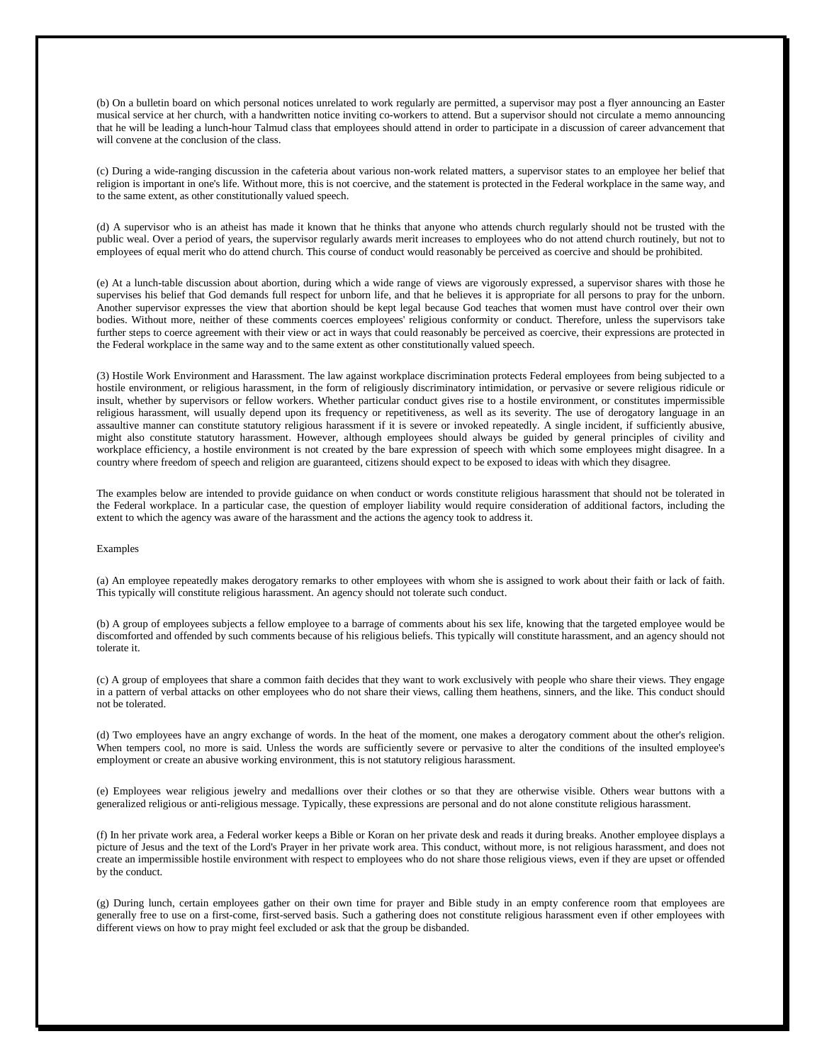(b) On a bulletin board on which personal notices unrelated to work regularly are permitted, a supervisor may post a flyer announcing an Easter musical service at her church, with a handwritten notice inviting co-workers to attend. But a supervisor should not circulate a memo announcing that he will be leading a lunch-hour Talmud class that employees should attend in order to participate in a discussion of career advancement that will convene at the conclusion of the class.

(c) During a wide-ranging discussion in the cafeteria about various non-work related matters, a supervisor states to an employee her belief that religion is important in one's life. Without more, this is not coercive, and the statement is protected in the Federal workplace in the same way, and to the same extent, as other constitutionally valued speech.

(d) A supervisor who is an atheist has made it known that he thinks that anyone who attends church regularly should not be trusted with the public weal. Over a period of years, the supervisor regularly awards merit increases to employees who do not attend church routinely, but not to employees of equal merit who do attend church. This course of conduct would reasonably be perceived as coercive and should be prohibited.

(e) At a lunch-table discussion about abortion, during which a wide range of views are vigorously expressed, a supervisor shares with those he supervises his belief that God demands full respect for unborn life, and that he believes it is appropriate for all persons to pray for the unborn. Another supervisor expresses the view that abortion should be kept legal because God teaches that women must have control over their own bodies. Without more, neither of these comments coerces employees' religious conformity or conduct. Therefore, unless the supervisors take further steps to coerce agreement with their view or act in ways that could reasonably be perceived as coercive, their expressions are protected in the Federal workplace in the same way and to the same extent as other constitutionally valued speech.

(3) Hostile Work Environment and Harassment. The law against workplace discrimination protects Federal employees from being subjected to a hostile environment, or religious harassment, in the form of religiously discriminatory intimidation, or pervasive or severe religious ridicule or insult, whether by supervisors or fellow workers. Whether particular conduct gives rise to a hostile environment, or constitutes impermissible religious harassment, will usually depend upon its frequency or repetitiveness, as well as its severity. The use of derogatory language in an assaultive manner can constitute statutory religious harassment if it is severe or invoked repeatedly. A single incident, if sufficiently abusive, might also constitute statutory harassment. However, although employees should always be guided by general principles of civility and workplace efficiency, a hostile environment is not created by the bare expression of speech with which some employees might disagree. In a country where freedom of speech and religion are guaranteed, citizens should expect to be exposed to ideas with which they disagree.

The examples below are intended to provide guidance on when conduct or words constitute religious harassment that should not be tolerated in the Federal workplace. In a particular case, the question of employer liability would require consideration of additional factors, including the extent to which the agency was aware of the harassment and the actions the agency took to address it.

Examples

(a) An employee repeatedly makes derogatory remarks to other employees with whom she is assigned to work about their faith or lack of faith. This typically will constitute religious harassment. An agency should not tolerate such conduct.

(b) A group of employees subjects a fellow employee to a barrage of comments about his sex life, knowing that the targeted employee would be discomforted and offended by such comments because of his religious beliefs. This typically will constitute harassment, and an agency should not tolerate it.

(c) A group of employees that share a common faith decides that they want to work exclusively with people who share their views. They engage in a pattern of verbal attacks on other employees who do not share their views, calling them heathens, sinners, and the like. This conduct should not be tolerated.

(d) Two employees have an angry exchange of words. In the heat of the moment, one makes a derogatory comment about the other's religion. When tempers cool, no more is said. Unless the words are sufficiently severe or pervasive to alter the conditions of the insulted employee's employment or create an abusive working environment, this is not statutory religious harassment.

(e) Employees wear religious jewelry and medallions over their clothes or so that they are otherwise visible. Others wear buttons with a generalized religious or anti-religious message. Typically, these expressions are personal and do not alone constitute religious harassment.

(f) In her private work area, a Federal worker keeps a Bible or Koran on her private desk and reads it during breaks. Another employee displays a picture of Jesus and the text of the Lord's Prayer in her private work area. This conduct, without more, is not religious harassment, and does not create an impermissible hostile environment with respect to employees who do not share those religious views, even if they are upset or offended by the conduct.

(g) During lunch, certain employees gather on their own time for prayer and Bible study in an empty conference room that employees are generally free to use on a first-come, first-served basis. Such a gathering does not constitute religious harassment even if other employees with different views on how to pray might feel excluded or ask that the group be disbanded.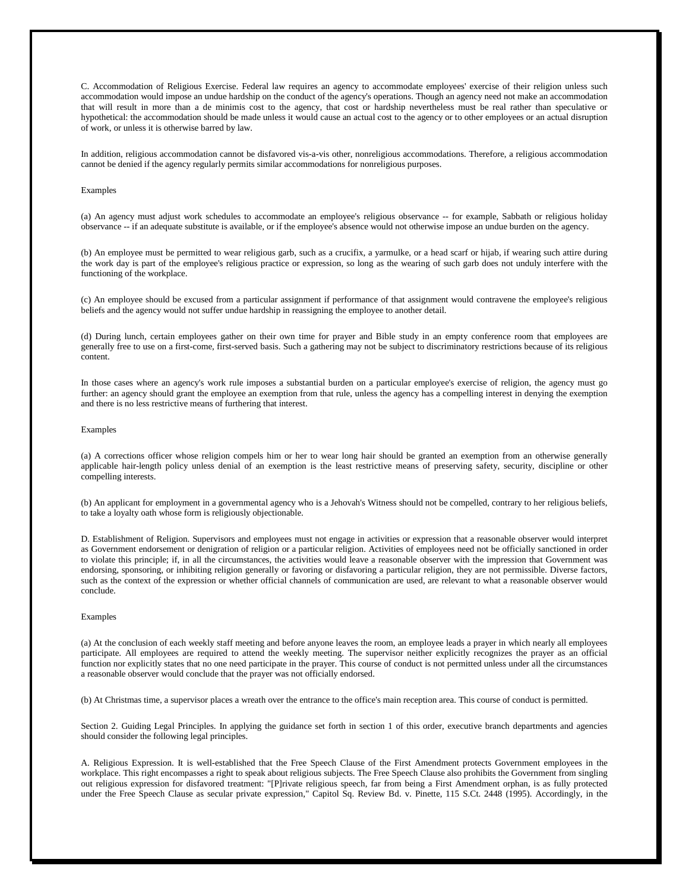C. Accommodation of Religious Exercise. Federal law requires an agency to accommodate employees' exercise of their religion unless such accommodation would impose an undue hardship on the conduct of the agency's operations. Though an agency need not make an accommodation that will result in more than a de minimis cost to the agency, that cost or hardship nevertheless must be real rather than speculative or hypothetical: the accommodation should be made unless it would cause an actual cost to the agency or to other employees or an actual disruption of work, or unless it is otherwise barred by law.

In addition, religious accommodation cannot be disfavored vis-a-vis other, nonreligious accommodations. Therefore, a religious accommodation cannot be denied if the agency regularly permits similar accommodations for nonreligious purposes.

Examples

(a) An agency must adjust work schedules to accommodate an employee's religious observance -- for example, Sabbath or religious holiday observance -- if an adequate substitute is available, or if the employee's absence would not otherwise impose an undue burden on the agency.

(b) An employee must be permitted to wear religious garb, such as a crucifix, a yarmulke, or a head scarf or hijab, if wearing such attire during the work day is part of the employee's religious practice or expression, so long as the wearing of such garb does not unduly interfere with the functioning of the workplace.

(c) An employee should be excused from a particular assignment if performance of that assignment would contravene the employee's religious beliefs and the agency would not suffer undue hardship in reassigning the employee to another detail.

(d) During lunch, certain employees gather on their own time for prayer and Bible study in an empty conference room that employees are generally free to use on a first-come, first-served basis. Such a gathering may not be subject to discriminatory restrictions because of its religious content.

In those cases where an agency's work rule imposes a substantial burden on a particular employee's exercise of religion, the agency must go further: an agency should grant the employee an exemption from that rule, unless the agency has a compelling interest in denying the exemption and there is no less restrictive means of furthering that interest.

Examples

(a) A corrections officer whose religion compels him or her to wear long hair should be granted an exemption from an otherwise generally applicable hair-length policy unless denial of an exemption is the least restrictive means of preserving safety, security, discipline or other compelling interests.

(b) An applicant for employment in a governmental agency who is a Jehovah's Witness should not be compelled, contrary to her religious beliefs, to take a loyalty oath whose form is religiously objectionable.

D. Establishment of Religion. Supervisors and employees must not engage in activities or expression that a reasonable observer would interpret as Government endorsement or denigration of religion or a particular religion. Activities of employees need not be officially sanctioned in order to violate this principle; if, in all the circumstances, the activities would leave a reasonable observer with the impression that Government was endorsing, sponsoring, or inhibiting religion generally or favoring or disfavoring a particular religion, they are not permissible. Diverse factors, such as the context of the expression or whether official channels of communication are used, are relevant to what a reasonable observer would conclude.

Examples

(a) At the conclusion of each weekly staff meeting and before anyone leaves the room, an employee leads a prayer in which nearly all employees participate. All employees are required to attend the weekly meeting. The supervisor neither explicitly recognizes the prayer as an official function nor explicitly states that no one need participate in the prayer. This course of conduct is not permitted unless under all the circumstances a reasonable observer would conclude that the prayer was not officially endorsed.

(b) At Christmas time, a supervisor places a wreath over the entrance to the office's main reception area. This course of conduct is permitted.

Section 2. Guiding Legal Principles. In applying the guidance set forth in section 1 of this order, executive branch departments and agencies should consider the following legal principles.

A. Religious Expression. It is well-established that the Free Speech Clause of the First Amendment protects Government employees in the workplace. This right encompasses a right to speak about religious subjects. The Free Speech Clause also prohibits the Government from singling out religious expression for disfavored treatment: "[P]rivate religious speech, far from being a First Amendment orphan, is as fully protected under the Free Speech Clause as secular private expression," Capitol Sq. Review Bd. v. Pinette, 115 S.Ct. 2448 (1995). Accordingly, in the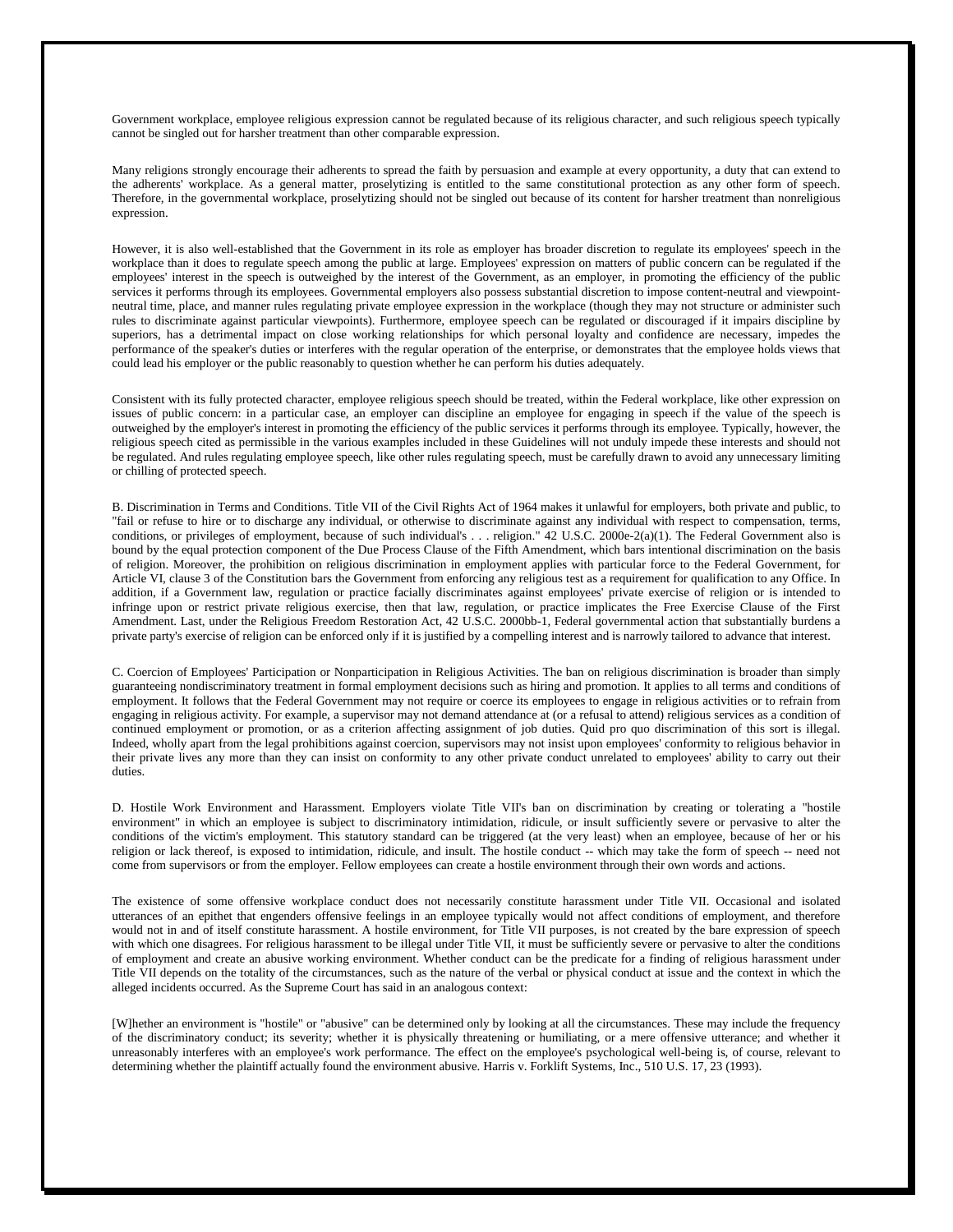Government workplace, employee religious expression cannot be regulated because of its religious character, and such religious speech typically cannot be singled out for harsher treatment than other comparable expression.

Many religions strongly encourage their adherents to spread the faith by persuasion and example at every opportunity, a duty that can extend to the adherents' workplace. As a general matter, proselytizing is entitled to the same constitutional protection as any other form of speech. Therefore, in the governmental workplace, proselytizing should not be singled out because of its content for harsher treatment than nonreligious expression.

However, it is also well-established that the Government in its role as employer has broader discretion to regulate its employees' speech in the workplace than it does to regulate speech among the public at large. Employees' expression on matters of public concern can be regulated if the employees' interest in the speech is outweighed by the interest of the Government, as an employer, in promoting the efficiency of the public services it performs through its employees. Governmental employers also possess substantial discretion to impose content-neutral and viewpoint-neutral time, place, and manner rules regulating private employee expression in the workplace (though they may not structure or administer such rules to discriminate against particular viewpoints). Furthermore, employee speech can be regulated or discouraged if it impairs discipline by superiors, has a detrimental impact on close working relationships for which personal loyalty and confidence are necessary, impedes the performance of the speaker's duties or interferes with the regular operation of the enterprise, or demonstrates that the employee holds views that could lead his employer or the public reasonably to question whether he can perform his duties adequately.

Consistent with its fully protected character, employee religious speech should be treated, within the Federal workplace, like other expression on issues of public concern: in a particular case, an employer can discipline an employee for engaging in speech if the value of the speech is outweighed by the employer's interest in promoting the efficiency of the public services it performs through its employee. Typically, however, the religious speech cited as permissible in the various examples included in these Guidelines will not unduly impede these interests and should not be regulated. And rules regulating employee speech, like other rules regulating speech, must be carefully drawn to avoid any unnecessary limiting or chilling of protected speech.

B. Discrimination in Terms and Conditions. Title VII of the Civil Rights Act of 1964 makes it unlawful for employers, both private and public, to "fail or refuse to hire or to discharge any individual, or otherwise to discriminate against any individual with respect to compensation, terms, conditions, or privileges of employment, because of such individual's . . . religion." 42 U.S.C. 2000e-2(a)(1). The Federal Government also is bound by the equal protection component of the Due Process Clause of the Fifth Amendment, which bars intentional discrimination on the basis of religion. Moreover, the prohibition on religious discrimination in employment applies with particular force to the Federal Government, for Article VI, clause 3 of the Constitution bars the Government from enforcing any religious test as a requirement for qualification to any Office. In addition, if a Government law, regulation or practice facially discriminates against employees' private exercise of religion or is intended to infringe upon or restrict private religious exercise, then that law, regulation, or practice implicates the Free Exercise Clause of the First Amendment. Last, under the Religious Freedom Restoration Act, 42 U.S.C. 2000bb-1, Federal governmental action that substantially burdens a private party's exercise of religion can be enforced only if it is justified by a compelling interest and is narrowly tailored to advance that interest.

C. Coercion of Employees' Participation or Nonparticipation in Religious Activities. The ban on religious discrimination is broader than simply guaranteeing nondiscriminatory treatment in formal employment decisions such as hiring and promotion. It applies to all terms and conditions of employment. It follows that the Federal Government may not require or coerce its employees to engage in religious activities or to refrain from engaging in religious activity. For example, a supervisor may not demand attendance at (or a refusal to attend) religious services as a condition of continued employment or promotion, or as a criterion affecting assignment of job duties. Quid pro quo discrimination of this sort is illegal. Indeed, wholly apart from the legal prohibitions against coercion, supervisors may not insist upon employees' conformity to religious behavior in their private lives any more than they can insist on conformity to any other private conduct unrelated to employees' ability to carry out their duties.

D. Hostile Work Environment and Harassment. Employers violate Title VII's ban on discrimination by creating or tolerating a "hostile environment" in which an employee is subject to discriminatory intimidation, ridicule, or insult sufficiently severe or pervasive to alter the conditions of the victim's employment. This statutory standard can be triggered (at the very least) when an employee, because of her or his religion or lack thereof, is exposed to intimidation, ridicule, and insult. The hostile conduct -- which may take the form of speech -- need not come from supervisors or from the employer. Fellow employees can create a hostile environment through their own words and actions.

The existence of some offensive workplace conduct does not necessarily constitute harassment under Title VII. Occasional and isolated utterances of an epithet that engenders offensive feelings in an employee typically would not affect conditions of employment, and therefore would not in and of itself constitute harassment. A hostile environment, for Title VII purposes, is not created by the bare expression of speech with which one disagrees. For religious harassment to be illegal under Title VII, it must be sufficiently severe or pervasive to alter the conditions of employment and create an abusive working environment. Whether conduct can be the predicate for a finding of religious harassment under Title VII depends on the totality of the circumstances, such as the nature of the verbal or physical conduct at issue and the context in which the alleged incidents occurred. As the Supreme Court has said in an analogous context:

[W]hether an environment is "hostile" or "abusive" can be determined only by looking at all the circumstances. These may include the frequency of the discriminatory conduct; its severity; whether it is physically threatening or humiliating, or a mere offensive utterance; and whether it unreasonably interferes with an employee's work performance. The effect on the employee's psychological well-being is, of course, relevant to determining whether the plaintiff actually found the environment abusive. Harris v. Forklift Systems, Inc., 510 U.S. 17, 23 (1993).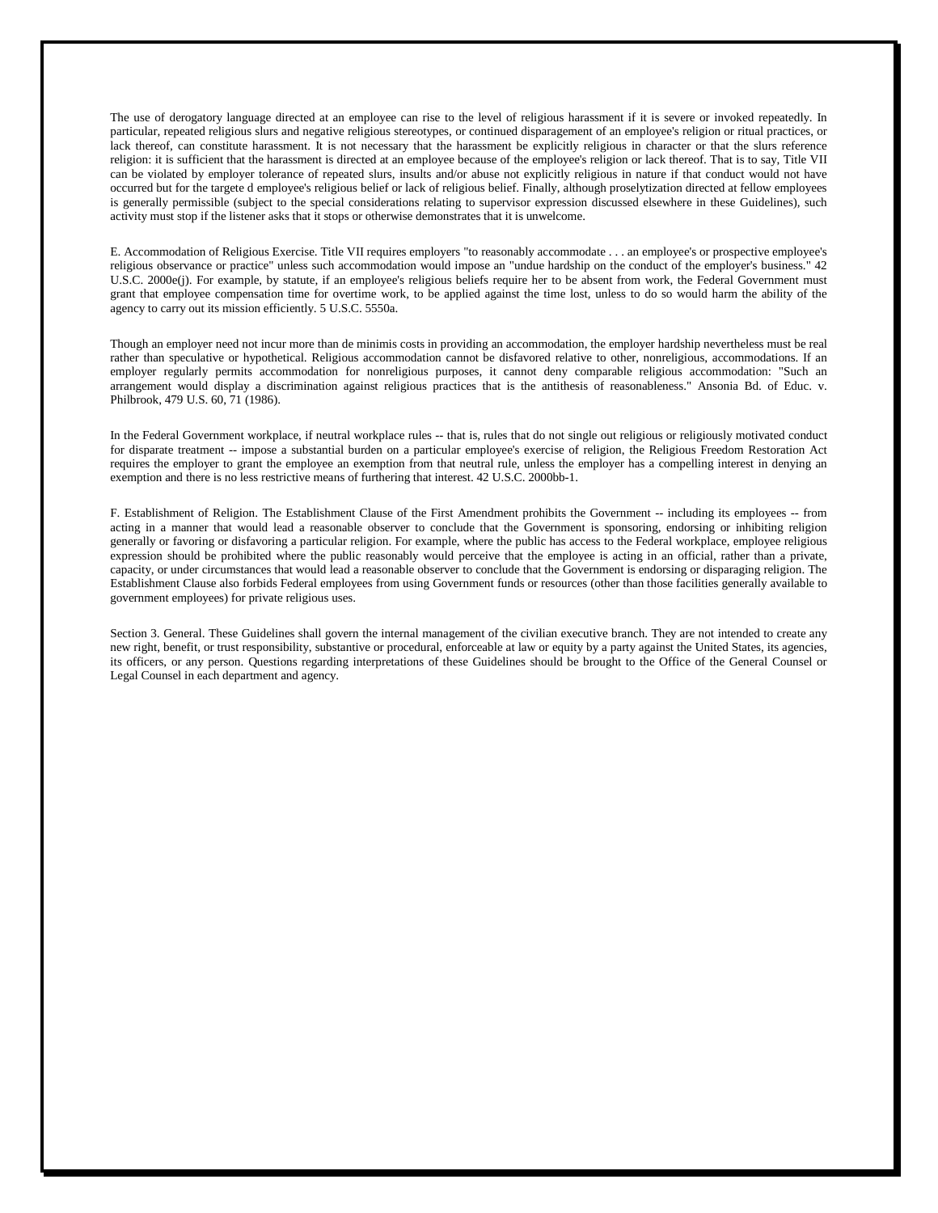The use of derogatory language directed at an employee can rise to the level of religious harassment if it is severe or invoked repeatedly. In particular, repeated religious slurs and negative religious stereotypes, or continued disparagement of an employee's religion or ritual practices, or lack thereof, can constitute harassment. It is not necessary that the harassment be explicitly religious in character or that the slurs reference religion: it is sufficient that the harassment is directed at an employee because of the employee's religion or lack thereof. That is to say, Title VII can be violated by employer tolerance of repeated slurs, insults and/or abuse not explicitly religious in nature if that conduct would not have occurred but for the targete d employee's religious belief or lack of religious belief. Finally, although proselytization directed at fellow employees is generally permissible (subject to the special considerations relating to supervisor expression discussed elsewhere in these Guidelines), such activity must stop if the listener asks that it stops or otherwise demonstrates that it is unwelcome.

E. Accommodation of Religious Exercise. Title VII requires employers "to reasonably accommodate . . . an employee's or prospective employee's religious observance or practice" unless such accommodation would impose an "undue hardship on the conduct of the employer's business." 42 U.S.C. 2000e(j). For example, by statute, if an employee's religious beliefs require her to be absent from work, the Federal Government must grant that employee compensation time for overtime work, to be applied against the time lost, unless to do so would harm the ability of the agency to carry out its mission efficiently. 5 U.S.C. 5550a.

Though an employer need not incur more than de minimis costs in providing an accommodation, the employer hardship nevertheless must be real rather than speculative or hypothetical. Religious accommodation cannot be disfavored relative to other, nonreligious, accommodations. If an employer regularly permits accommodation for nonreligious purposes, it cannot deny comparable religious accommodation: "Such an arrangement would display a discrimination against religious practices that is the antithesis of reasonableness." Ansonia Bd. of Educ. v. Philbrook, 479 U.S. 60, 71 (1986).

In the Federal Government workplace, if neutral workplace rules -- that is, rules that do not single out religious or religiously motivated conduct for disparate treatment -- impose a substantial burden on a particular employee's exercise of religion, the Religious Freedom Restoration Act requires the employer to grant the employee an exemption from that neutral rule, unless the employer has a compelling interest in denying an exemption and there is no less restrictive means of furthering that interest. 42 U.S.C. 2000bb-1.

F. Establishment of Religion. The Establishment Clause of the First Amendment prohibits the Government -- including its employees -- from acting in a manner that would lead a reasonable observer to conclude that the Government is sponsoring, endorsing or inhibiting religion generally or favoring or disfavoring a particular religion. For example, where the public has access to the Federal workplace, employee religious expression should be prohibited where the public reasonably would perceive that the employee is acting in an official, rather than a private, capacity, or under circumstances that would lead a reasonable observer to conclude that the Government is endorsing or disparaging religion. The Establishment Clause also forbids Federal employees from using Government funds or resources (other than those facilities generally available to government employees) for private religious uses.

Section 3. General. These Guidelines shall govern the internal management of the civilian executive branch. They are not intended to create any new right, benefit, or trust responsibility, substantive or procedural, enforceable at law or equity by a party against the United States, its agencies, its officers, or any person. Questions regarding interpretations of these Guidelines should be brought to the Office of the General Counsel or Legal Counsel in each department and agency.